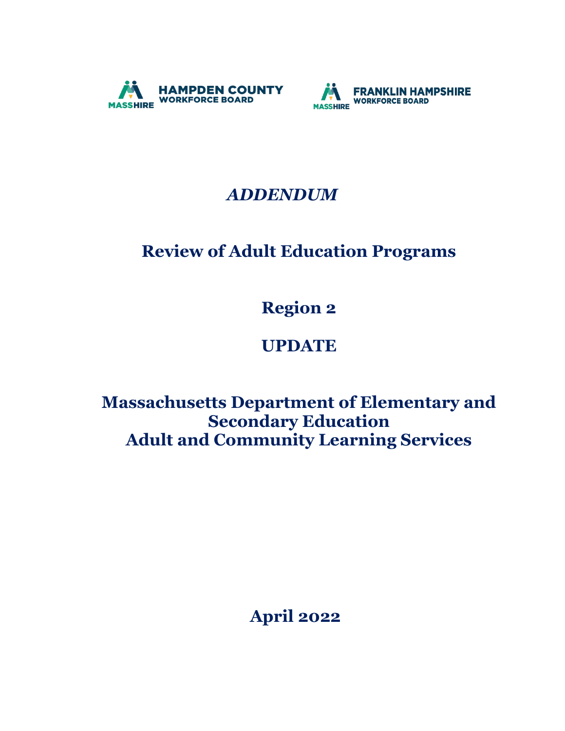MASSHIRE HAMPDEN COUNTY WORKFORCE BOARD

MASSHIRE FRANKLIN HAMPSHIRE WORKFORCE BOARD

# *ADDENDUM*

# Review of Adult Education Programs

# Region 2

# UPDATE

# Massachusetts Department of Elementary and Secondary Education Adult and Community Learning Services

**April 2022**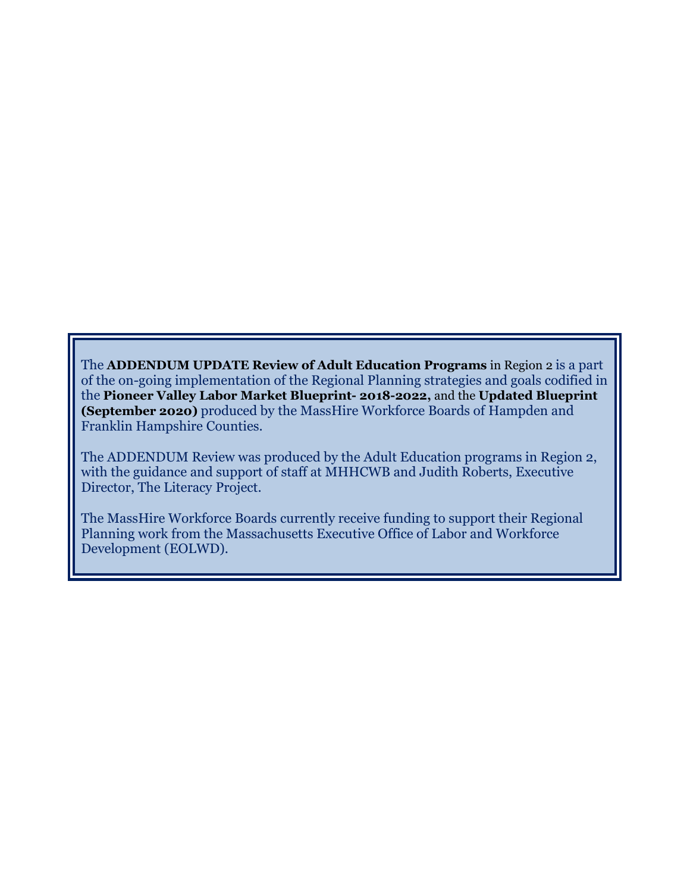The **ADDENDUM UPDATE Review of Adult Education Programs** in Region 2 is a part of the on-going implementation of the Regional Planning strategies and goals codified in the **Pioneer Valley Labor Market Blueprint- 2018-2022,** and the **Updated Blueprint (September 2020)** produced by the MassHire Workforce Boards of Hampden and Franklin Hampshire Counties.

The ADDENDUM Review was produced by the Adult Education programs in Region 2, with the guidance and support of staff at MHHCWB and Judith Roberts, Executive Director, The Literacy Project.

The MassHire Workforce Boards currently receive funding to support their Regional Planning work from the Massachusetts Executive Office of Labor and Workforce Development (EOLWD).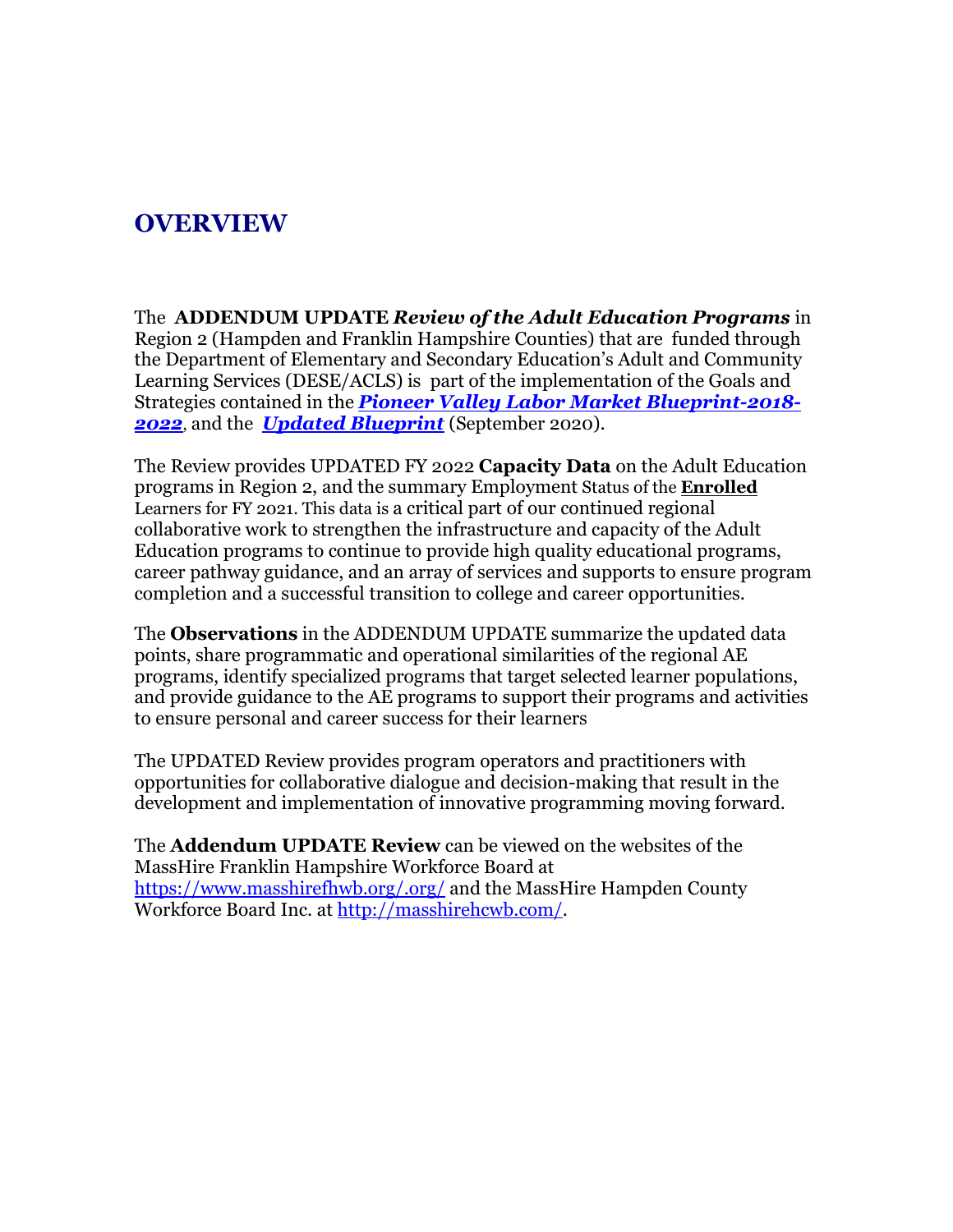# OVERVIEW

The **ADDENDUM UPDATE** ***Review of the Adult Education Programs*** in Region 2 (Hampden and Franklin Hampshire Counties) that are funded through the Department of Elementary and Secondary Education's Adult and Community Learning Services (DESE/ACLS) is part of the implementation of the Goals and Strategies contained in the ***Pioneer Valley Labor Market Blueprint-2018-2022***, and the ***Updated Blueprint*** (September 2020).

The Review provides UPDATED FY 2022 **Capacity Data** on the Adult Education programs in Region 2, and the summary Employment Status of the **Enrolled** Learners for FY 2021. This data is a critical part of our continued regional collaborative work to strengthen the infrastructure and capacity of the Adult Education programs to continue to provide high quality educational programs, career pathway guidance, and an array of services and supports to ensure program completion and a successful transition to college and career opportunities.

The **Observations** in the ADDENDUM UPDATE summarize the updated data points, share programmatic and operational similarities of the regional AE programs, identify specialized programs that target selected learner populations, and provide guidance to the AE programs to support their programs and activities to ensure personal and career success for their learners

The UPDATED Review provides program operators and practitioners with opportunities for collaborative dialogue and decision-making that result in the development and implementation of innovative programming moving forward.

The **Addendum UPDATE Review** can be viewed on the websites of the MassHire Franklin Hampshire Workforce Board at https://www.masshirefhwb.org/.org/ and the MassHire Hampden County Workforce Board Inc. at http://masshirehcwb.com/.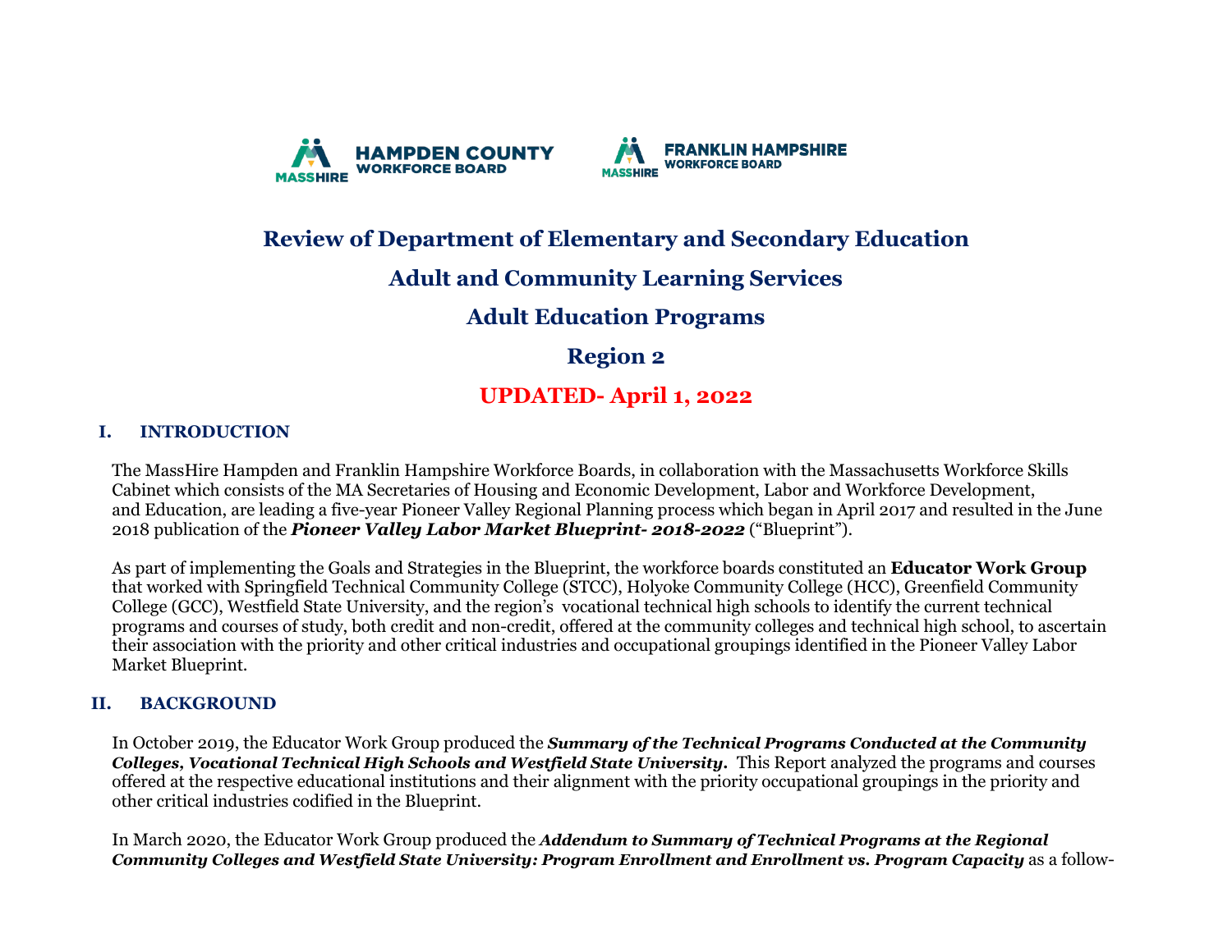**MASSHIRE HAMPDEN COUNTY WORKFORCE BOARD** **MASSHIRE FRANKLIN HAMPSHIRE WORKFORCE BOARD**

# Review of Department of Elementary and Secondary Education

# Adult and Community Learning Services

# Adult Education Programs

# Region 2

# UPDATED- April 1, 2022

## I. INTRODUCTION

The MassHire Hampden and Franklin Hampshire Workforce Boards, in collaboration with the Massachusetts Workforce Skills Cabinet which consists of the MA Secretaries of Housing and Economic Development, Labor and Workforce Development, and Education, are leading a five-year Pioneer Valley Regional Planning process which began in April 2017 and resulted in the June 2018 publication of the ***Pioneer Valley Labor Market Blueprint- 2018-2022*** ("Blueprint").

As part of implementing the Goals and Strategies in the Blueprint, the workforce boards constituted an **Educator Work Group** that worked with Springfield Technical Community College (STCC), Holyoke Community College (HCC), Greenfield Community College (GCC), Westfield State University, and the region's vocational technical high schools to identify the current technical programs and courses of study, both credit and non-credit, offered at the community colleges and technical high school, to ascertain their association with the priority and other critical industries and occupational groupings identified in the Pioneer Valley Labor Market Blueprint.

## II. BACKGROUND

In October 2019, the Educator Work Group produced the ***Summary of the Technical Programs Conducted at the Community Colleges, Vocational Technical High Schools and Westfield State University.*** This Report analyzed the programs and courses offered at the respective educational institutions and their alignment with the priority occupational groupings in the priority and other critical industries codified in the Blueprint.

In March 2020, the Educator Work Group produced the ***Addendum to Summary of Technical Programs at the Regional Community Colleges and Westfield State University: Program Enrollment and Enrollment vs. Program Capacity*** as a follow-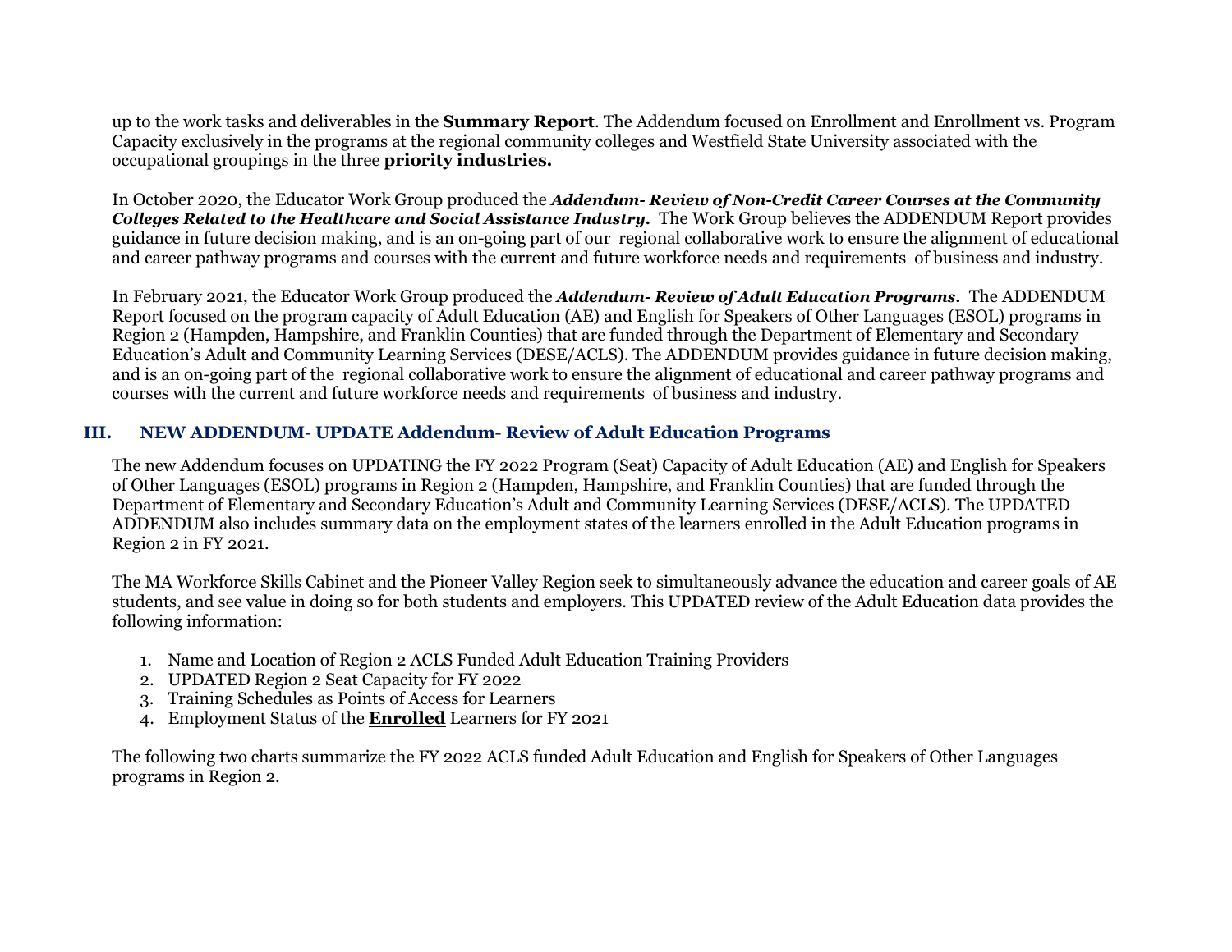up to the work tasks and deliverables in the **Summary Report**. The Addendum focused on Enrollment and Enrollment vs. Program Capacity exclusively in the programs at the regional community colleges and Westfield State University associated with the occupational groupings in the three **priority industries.**

In October 2020, the Educator Work Group produced the ***Addendum- Review of Non-Credit Career Courses at the Community Colleges Related to the Healthcare and Social Assistance Industry.*** The Work Group believes the ADDENDUM Report provides guidance in future decision making, and is an on-going part of our regional collaborative work to ensure the alignment of educational and career pathway programs and courses with the current and future workforce needs and requirements of business and industry.

In February 2021, the Educator Work Group produced the ***Addendum- Review of Adult Education Programs.*** The ADDENDUM Report focused on the program capacity of Adult Education (AE) and English for Speakers of Other Languages (ESOL) programs in Region 2 (Hampden, Hampshire, and Franklin Counties) that are funded through the Department of Elementary and Secondary Education's Adult and Community Learning Services (DESE/ACLS). The ADDENDUM provides guidance in future decision making, and is an on-going part of the regional collaborative work to ensure the alignment of educational and career pathway programs and courses with the current and future workforce needs and requirements of business and industry.

## III. NEW ADDENDUM- UPDATE Addendum- Review of Adult Education Programs

The new Addendum focuses on UPDATING the FY 2022 Program (Seat) Capacity of Adult Education (AE) and English for Speakers of Other Languages (ESOL) programs in Region 2 (Hampden, Hampshire, and Franklin Counties) that are funded through the Department of Elementary and Secondary Education's Adult and Community Learning Services (DESE/ACLS). The UPDATED ADDENDUM also includes summary data on the employment states of the learners enrolled in the Adult Education programs in Region 2 in FY 2021.

The MA Workforce Skills Cabinet and the Pioneer Valley Region seek to simultaneously advance the education and career goals of AE students, and see value in doing so for both students and employers. This UPDATED review of the Adult Education data provides the following information:

1. Name and Location of Region 2 ACLS Funded Adult Education Training Providers
2. UPDATED Region 2 Seat Capacity for FY 2022
3. Training Schedules as Points of Access for Learners
4. Employment Status of the **Enrolled** Learners for FY 2021

The following two charts summarize the FY 2022 ACLS funded Adult Education and English for Speakers of Other Languages programs in Region 2.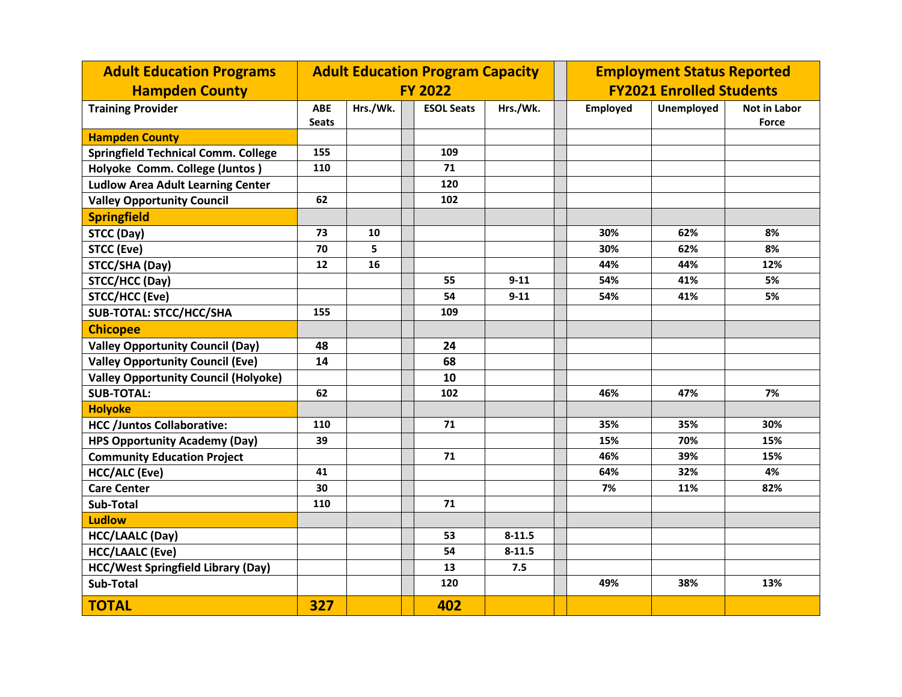| Adult Education Programs Hampden County | Adult Education Program Capacity FY 2022 | | | | | Employment Status Reported FY2021 Enrolled Students | | |
|---|---|---|---|---|---|---|---|---|
| **Training Provider** | **ABE Seats** | **Hrs./Wk.** | | **ESOL Seats** | **Hrs./Wk.** | **Employed** | **Unemployed** | **Not in Labor Force** |
| **Hampden County** | | | | | | | | |
| **Springfield Technical Comm. College** | 155 | | | 109 | | | | |
| **Holyoke Comm. College (Juntos )** | 110 | | | 71 | | | | |
| **Ludlow Area Adult Learning Center** | | | | 120 | | | | |
| **Valley Opportunity Council** | 62 | | | 102 | | | | |
| **Springfield** | | | | | | | | |
| **STCC (Day)** | 73 | 10 | | | | 30% | 62% | 8% |
| **STCC (Eve)** | 70 | 5 | | | | 30% | 62% | 8% |
| **STCC/SHA (Day)** | 12 | 16 | | | | 44% | 44% | 12% |
| **STCC/HCC (Day)** | | | | 55 | 9-11 | 54% | 41% | 5% |
| **STCC/HCC (Eve)** | | | | 54 | 9-11 | 54% | 41% | 5% |
| **SUB-TOTAL: STCC/HCC/SHA** | 155 | | | 109 | | | | |
| **Chicopee** | | | | | | | | |
| **Valley Opportunity Council (Day)** | 48 | | | 24 | | | | |
| **Valley Opportunity Council (Eve)** | 14 | | | 68 | | | | |
| **Valley Opportunity Council (Holyoke)** | | | | 10 | | | | |
| **SUB-TOTAL:** | 62 | | | 102 | | 46% | 47% | 7% |
| **Holyoke** | | | | | | | | |
| **HCC /Juntos Collaborative:** | 110 | | | 71 | | 35% | 35% | 30% |
| **HPS Opportunity Academy (Day)** | 39 | | | | | 15% | 70% | 15% |
| **Community Education Project** | | | | 71 | | 46% | 39% | 15% |
| **HCC/ALC (Eve)** | 41 | | | | | 64% | 32% | 4% |
| **Care Center** | 30 | | | | | 7% | 11% | 82% |
| **Sub-Total** | 110 | | | 71 | | | | |
| **Ludlow** | | | | | | | | |
| **HCC/LAALC (Day)** | | | | 53 | 8-11.5 | | | |
| **HCC/LAALC (Eve)** | | | | 54 | 8-11.5 | | | |
| **HCC/West Springfield Library (Day)** | | | | 13 | 7.5 | | | |
| **Sub-Total** | | | | 120 | | 49% | 38% | 13% |
| **TOTAL** | **327** | | | **402** | | | | |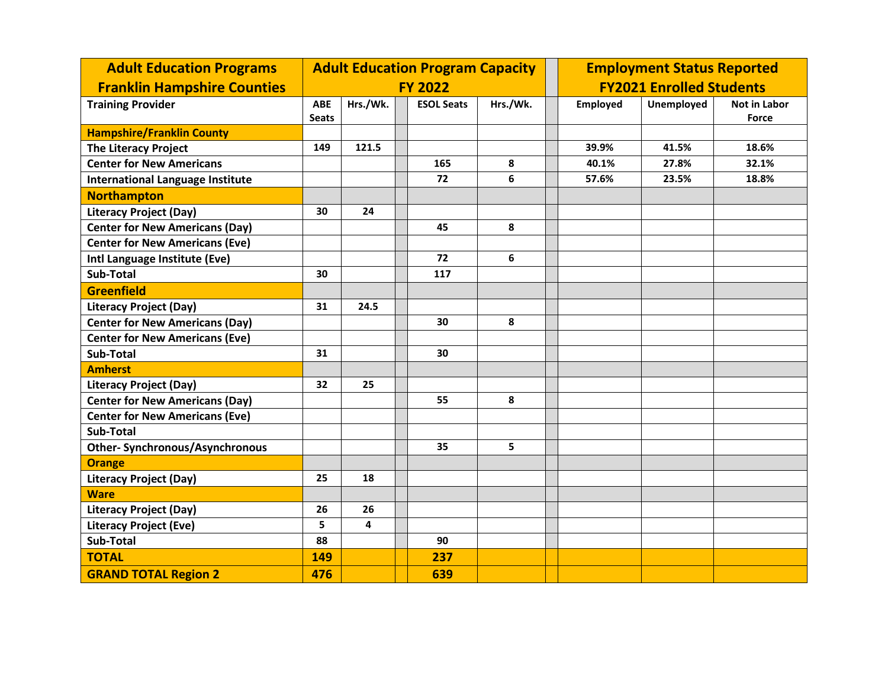| Adult Education Programs Franklin Hampshire Counties | Adult Education Program Capacity FY 2022 | | | | | | Employment Status Reported FY2021 Enrolled Students | | |
|---|---|---|---|---|---|---|---|---|---|
| **Training Provider** | **ABE Seats** | **Hrs./Wk.** | | **ESOL Seats** | **Hrs./Wk.** | | **Employed** | **Unemployed** | **Not in Labor Force** |
| **Hampshire/Franklin County** | | | | | | | | | |
| **The Literacy Project** | 149 | 121.5 | | | | | 39.9% | 41.5% | 18.6% |
| **Center for New Americans** | | | | 165 | 8 | | 40.1% | 27.8% | 32.1% |
| **International Language Institute** | | | | 72 | 6 | | 57.6% | 23.5% | 18.8% |
| **Northampton** | | | | | | | | | |
| **Literacy Project (Day)** | 30 | 24 | | | | | | | |
| **Center for New Americans (Day)** | | | | 45 | 8 | | | | |
| **Center for New Americans (Eve)** | | | | | | | | | |
| **Intl Language Institute (Eve)** | | | | 72 | 6 | | | | |
| **Sub-Total** | 30 | | | 117 | | | | | |
| **Greenfield** | | | | | | | | | |
| **Literacy Project (Day)** | 31 | 24.5 | | | | | | | |
| **Center for New Americans (Day)** | | | | 30 | 8 | | | | |
| **Center for New Americans (Eve)** | | | | | | | | | |
| **Sub-Total** | 31 | | | 30 | | | | | |
| **Amherst** | | | | | | | | | |
| **Literacy Project (Day)** | 32 | 25 | | | | | | | |
| **Center for New Americans (Day)** | | | | 55 | 8 | | | | |
| **Center for New Americans (Eve)** | | | | | | | | | |
| **Sub-Total** | | | | | | | | | |
| **Other- Synchronous/Asynchronous** | | | | 35 | 5 | | | | |
| **Orange** | | | | | | | | | |
| **Literacy Project (Day)** | 25 | 18 | | | | | | | |
| **Ware** | | | | | | | | | |
| **Literacy Project (Day)** | 26 | 26 | | | | | | | |
| **Literacy Project (Eve)** | 5 | 4 | | | | | | | |
| **Sub-Total** | 88 | | | 90 | | | | | |
| **TOTAL** | **149** | | | **237** | | | | | |
| **GRAND TOTAL Region 2** | **476** | | | **639** | | | | | |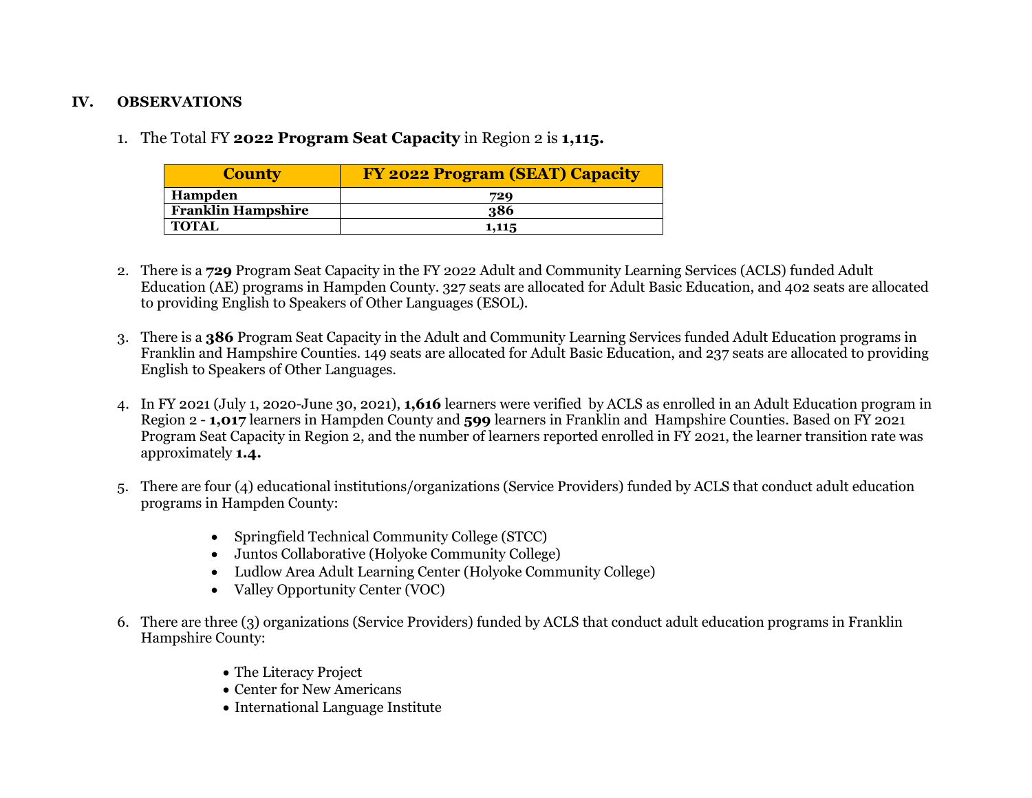## IV. OBSERVATIONS

1. The Total FY **2022 Program Seat Capacity** in Region 2 is **1,115.**

| County | FY 2022 Program (SEAT) Capacity |
|---|---|
| **Hampden** | **729** |
| **Franklin Hampshire** | **386** |
| **TOTAL** | **1,115** |

2. There is a **729** Program Seat Capacity in the FY 2022 Adult and Community Learning Services (ACLS) funded Adult Education (AE) programs in Hampden County. 327 seats are allocated for Adult Basic Education, and 402 seats are allocated to providing English to Speakers of Other Languages (ESOL).

3. There is a **386** Program Seat Capacity in the Adult and Community Learning Services funded Adult Education programs in Franklin and Hampshire Counties. 149 seats are allocated for Adult Basic Education, and 237 seats are allocated to providing English to Speakers of Other Languages.

4. In FY 2021 (July 1, 2020-June 30, 2021), **1,616** learners were verified by ACLS as enrolled in an Adult Education program in Region 2 - **1,017** learners in Hampden County and **599** learners in Franklin and Hampshire Counties. Based on FY 2021 Program Seat Capacity in Region 2, and the number of learners reported enrolled in FY 2021, the learner transition rate was approximately **1.4.**

5. There are four (4) educational institutions/organizations (Service Providers) funded by ACLS that conduct adult education programs in Hampden County:

   - Springfield Technical Community College (STCC)
   - Juntos Collaborative (Holyoke Community College)
   - Ludlow Area Adult Learning Center (Holyoke Community College)
   - Valley Opportunity Center (VOC)

6. There are three (3) organizations (Service Providers) funded by ACLS that conduct adult education programs in Franklin Hampshire County:

   - The Literacy Project
   - Center for New Americans
   - International Language Institute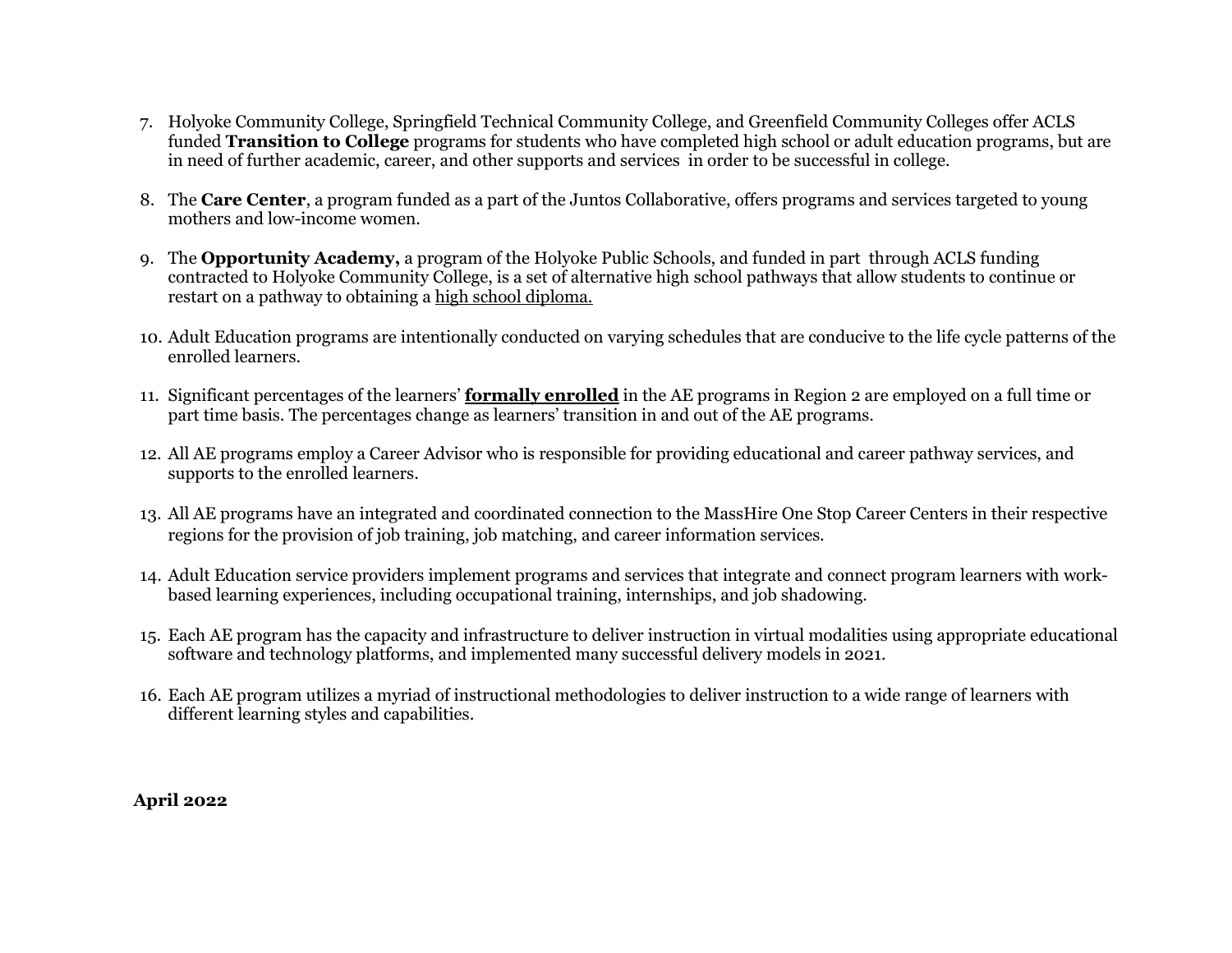7. Holyoke Community College, Springfield Technical Community College, and Greenfield Community Colleges offer ACLS funded **Transition to College** programs for students who have completed high school or adult education programs, but are in need of further academic, career, and other supports and services in order to be successful in college.

8. The **Care Center**, a program funded as a part of the Juntos Collaborative, offers programs and services targeted to young mothers and low-income women.

9. The **Opportunity Academy,** a program of the Holyoke Public Schools, and funded in part through ACLS funding contracted to Holyoke Community College, is a set of alternative high school pathways that allow students to continue or restart on a pathway to obtaining a <u>high school diploma.</u>

10. Adult Education programs are intentionally conducted on varying schedules that are conducive to the life cycle patterns of the enrolled learners.

11. Significant percentages of the learners' <u>**formally enrolled**</u> in the AE programs in Region 2 are employed on a full time or part time basis. The percentages change as learners' transition in and out of the AE programs.

12. All AE programs employ a Career Advisor who is responsible for providing educational and career pathway services, and supports to the enrolled learners.

13. All AE programs have an integrated and coordinated connection to the MassHire One Stop Career Centers in their respective regions for the provision of job training, job matching, and career information services.

14. Adult Education service providers implement programs and services that integrate and connect program learners with work-based learning experiences, including occupational training, internships, and job shadowing.

15. Each AE program has the capacity and infrastructure to deliver instruction in virtual modalities using appropriate educational software and technology platforms, and implemented many successful delivery models in 2021.

16. Each AE program utilizes a myriad of instructional methodologies to deliver instruction to a wide range of learners with different learning styles and capabilities.

**April 2022**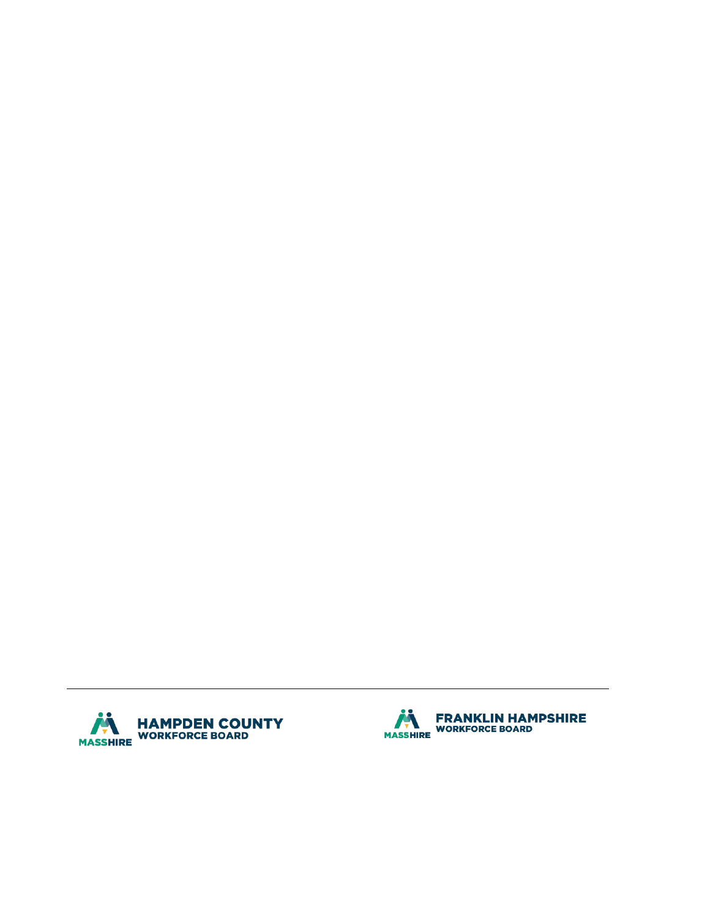MASSHIRE HAMPDEN COUNTY WORKFORCE BOARD

MASSHIRE FRANKLIN HAMPSHIRE WORKFORCE BOARD